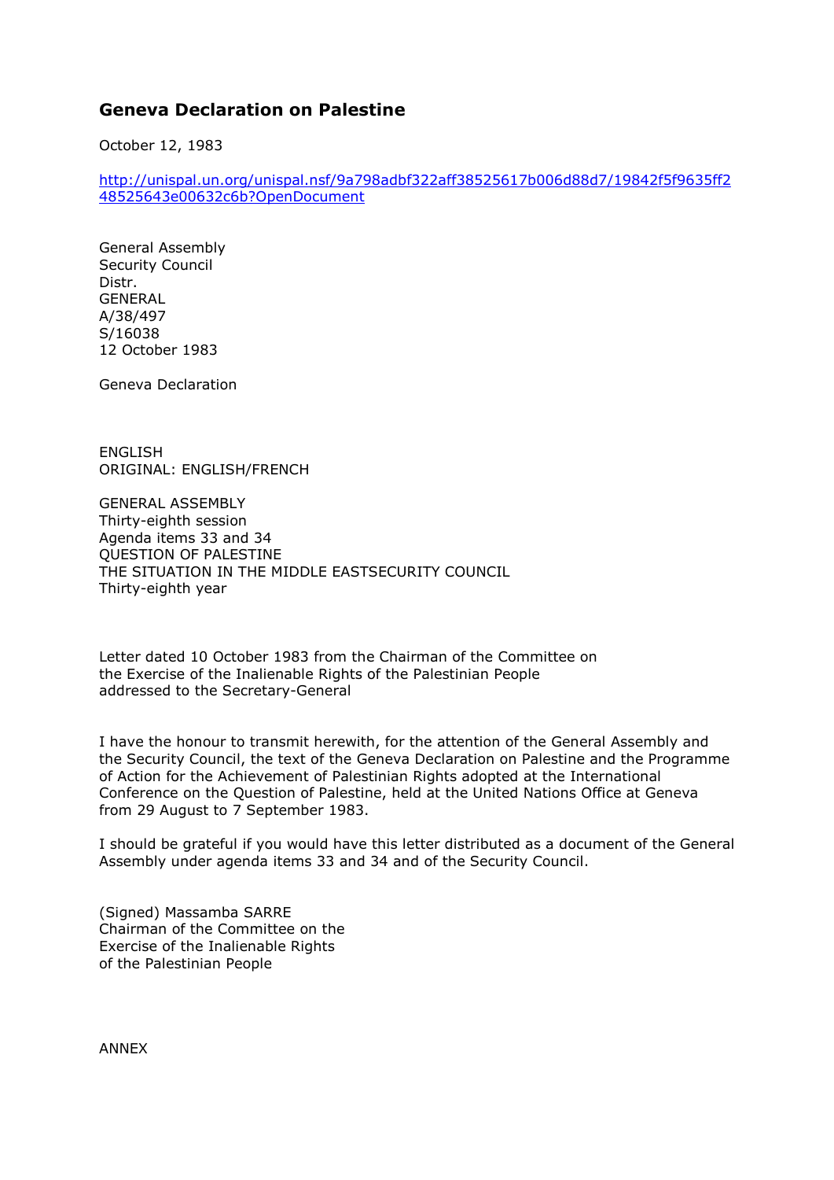# Geneva Declaration on Palestine

October 12, 1983

http://unispal.un.org/unispal.nsf/9a798adbf322aff38525617b006d88d7/19842f5f9635ff248525643e00632c6b?OpenDocument

General Assembly
Security Council
Distr.
GENERAL
A/38/497
S/16038
12 October 1983

Geneva Declaration

ENGLISH
ORIGINAL: ENGLISH/FRENCH

GENERAL ASSEMBLY
Thirty-eighth session
Agenda items 33 and 34
QUESTION OF PALESTINE
THE SITUATION IN THE MIDDLE EASTSECURITY COUNCIL
Thirty-eighth year

Letter dated 10 October 1983 from the Chairman of the Committee on the Exercise of the Inalienable Rights of the Palestinian People addressed to the Secretary-General

I have the honour to transmit herewith, for the attention of the General Assembly and the Security Council, the text of the Geneva Declaration on Palestine and the Programme of Action for the Achievement of Palestinian Rights adopted at the International Conference on the Question of Palestine, held at the United Nations Office at Geneva from 29 August to 7 September 1983.

I should be grateful if you would have this letter distributed as a document of the General Assembly under agenda items 33 and 34 and of the Security Council.

(Signed) Massamba SARRE
Chairman of the Committee on the
Exercise of the Inalienable Rights
of the Palestinian People

ANNEX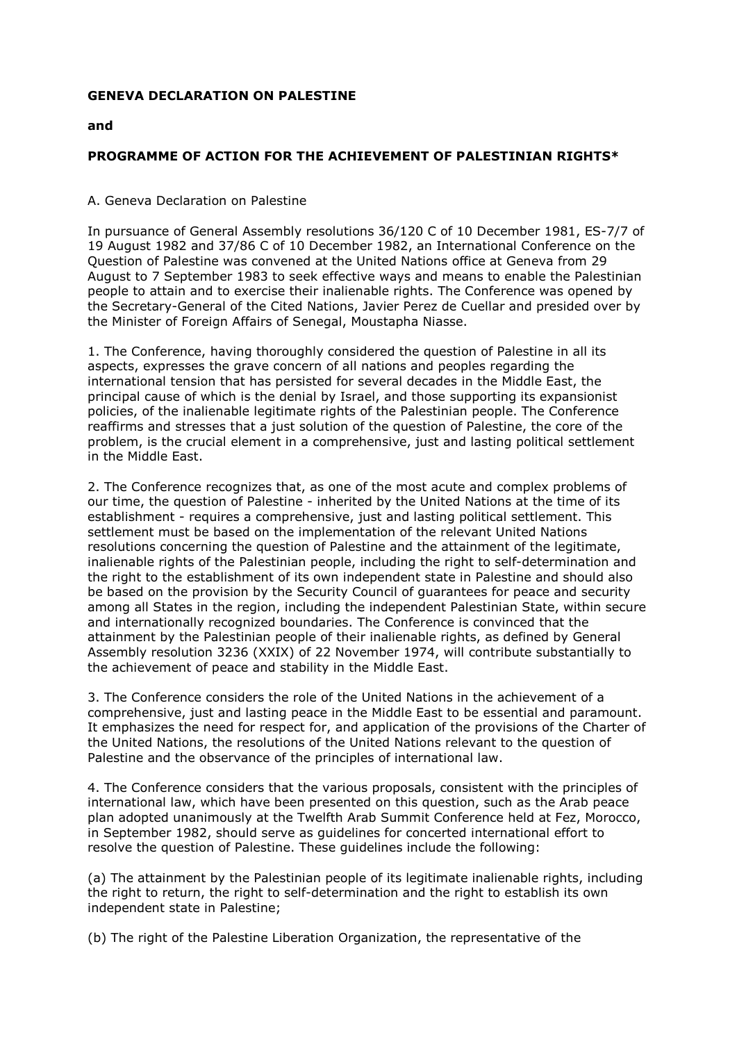**GENEVA DECLARATION ON PALESTINE**

**and**

**PROGRAMME OF ACTION FOR THE ACHIEVEMENT OF PALESTINIAN RIGHTS***

A. Geneva Declaration on Palestine

In pursuance of General Assembly resolutions 36/120 C of 10 December 1981, ES-7/7 of 19 August 1982 and 37/86 C of 10 December 1982, an International Conference on the Question of Palestine was convened at the United Nations office at Geneva from 29 August to 7 September 1983 to seek effective ways and means to enable the Palestinian people to attain and to exercise their inalienable rights. The Conference was opened by the Secretary-General of the Cited Nations, Javier Perez de Cuellar and presided over by the Minister of Foreign Affairs of Senegal, Moustapha Niasse.

1. The Conference, having thoroughly considered the question of Palestine in all its aspects, expresses the grave concern of all nations and peoples regarding the international tension that has persisted for several decades in the Middle East, the principal cause of which is the denial by Israel, and those supporting its expansionist policies, of the inalienable legitimate rights of the Palestinian people. The Conference reaffirms and stresses that a just solution of the question of Palestine, the core of the problem, is the crucial element in a comprehensive, just and lasting political settlement in the Middle East.

2. The Conference recognizes that, as one of the most acute and complex problems of our time, the question of Palestine - inherited by the United Nations at the time of its establishment - requires a comprehensive, just and lasting political settlement. This settlement must be based on the implementation of the relevant United Nations resolutions concerning the question of Palestine and the attainment of the legitimate, inalienable rights of the Palestinian people, including the right to self-determination and the right to the establishment of its own independent state in Palestine and should also be based on the provision by the Security Council of guarantees for peace and security among all States in the region, including the independent Palestinian State, within secure and internationally recognized boundaries. The Conference is convinced that the attainment by the Palestinian people of their inalienable rights, as defined by General Assembly resolution 3236 (XXIX) of 22 November 1974, will contribute substantially to the achievement of peace and stability in the Middle East.

3. The Conference considers the role of the United Nations in the achievement of a comprehensive, just and lasting peace in the Middle East to be essential and paramount. It emphasizes the need for respect for, and application of the provisions of the Charter of the United Nations, the resolutions of the United Nations relevant to the question of Palestine and the observance of the principles of international law.

4. The Conference considers that the various proposals, consistent with the principles of international law, which have been presented on this question, such as the Arab peace plan adopted unanimously at the Twelfth Arab Summit Conference held at Fez, Morocco, in September 1982, should serve as guidelines for concerted international effort to resolve the question of Palestine. These guidelines include the following:

(a) The attainment by the Palestinian people of its legitimate inalienable rights, including the right to return, the right to self-determination and the right to establish its own independent state in Palestine;

(b) The right of the Palestine Liberation Organization, the representative of the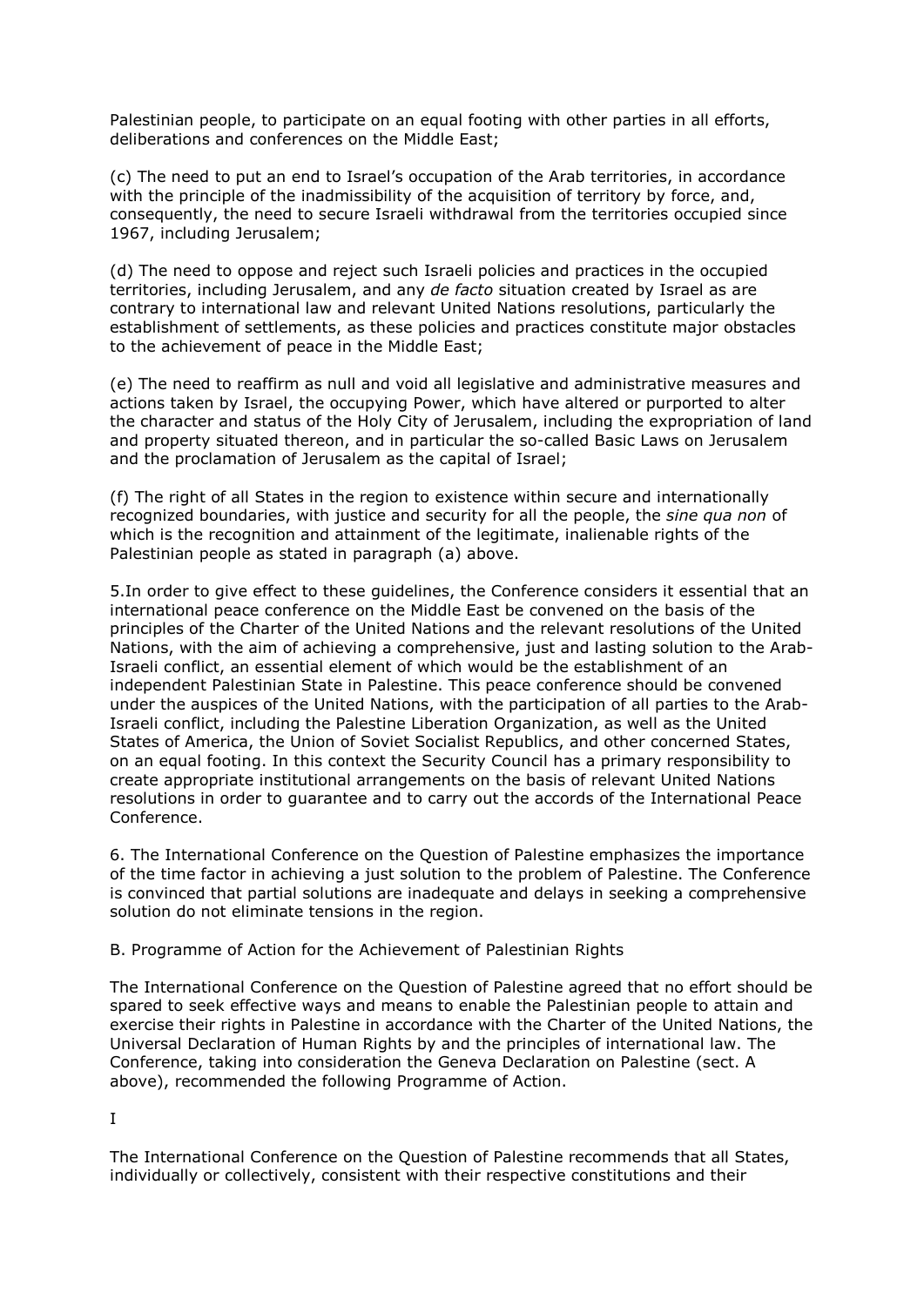Palestinian people, to participate on an equal footing with other parties in all efforts, deliberations and conferences on the Middle East;

(c) The need to put an end to Israel's occupation of the Arab territories, in accordance with the principle of the inadmissibility of the acquisition of territory by force, and, consequently, the need to secure Israeli withdrawal from the territories occupied since 1967, including Jerusalem;

(d) The need to oppose and reject such Israeli policies and practices in the occupied territories, including Jerusalem, and any *de facto* situation created by Israel as are contrary to international law and relevant United Nations resolutions, particularly the establishment of settlements, as these policies and practices constitute major obstacles to the achievement of peace in the Middle East;

(e) The need to reaffirm as null and void all legislative and administrative measures and actions taken by Israel, the occupying Power, which have altered or purported to alter the character and status of the Holy City of Jerusalem, including the expropriation of land and property situated thereon, and in particular the so-called Basic Laws on Jerusalem and the proclamation of Jerusalem as the capital of Israel;

(f) The right of all States in the region to existence within secure and internationally recognized boundaries, with justice and security for all the people, the *sine qua non* of which is the recognition and attainment of the legitimate, inalienable rights of the Palestinian people as stated in paragraph (a) above.

5.In order to give effect to these guidelines, the Conference considers it essential that an international peace conference on the Middle East be convened on the basis of the principles of the Charter of the United Nations and the relevant resolutions of the United Nations, with the aim of achieving a comprehensive, just and lasting solution to the Arab-Israeli conflict, an essential element of which would be the establishment of an independent Palestinian State in Palestine. This peace conference should be convened under the auspices of the United Nations, with the participation of all parties to the Arab-Israeli conflict, including the Palestine Liberation Organization, as well as the United States of America, the Union of Soviet Socialist Republics, and other concerned States, on an equal footing. In this context the Security Council has a primary responsibility to create appropriate institutional arrangements on the basis of relevant United Nations resolutions in order to guarantee and to carry out the accords of the International Peace Conference.

6. The International Conference on the Question of Palestine emphasizes the importance of the time factor in achieving a just solution to the problem of Palestine. The Conference is convinced that partial solutions are inadequate and delays in seeking a comprehensive solution do not eliminate tensions in the region.

B. Programme of Action for the Achievement of Palestinian Rights

The International Conference on the Question of Palestine agreed that no effort should be spared to seek effective ways and means to enable the Palestinian people to attain and exercise their rights in Palestine in accordance with the Charter of the United Nations, the Universal Declaration of Human Rights by and the principles of international law. The Conference, taking into consideration the Geneva Declaration on Palestine (sect. A above), recommended the following Programme of Action.

I

The International Conference on the Question of Palestine recommends that all States, individually or collectively, consistent with their respective constitutions and their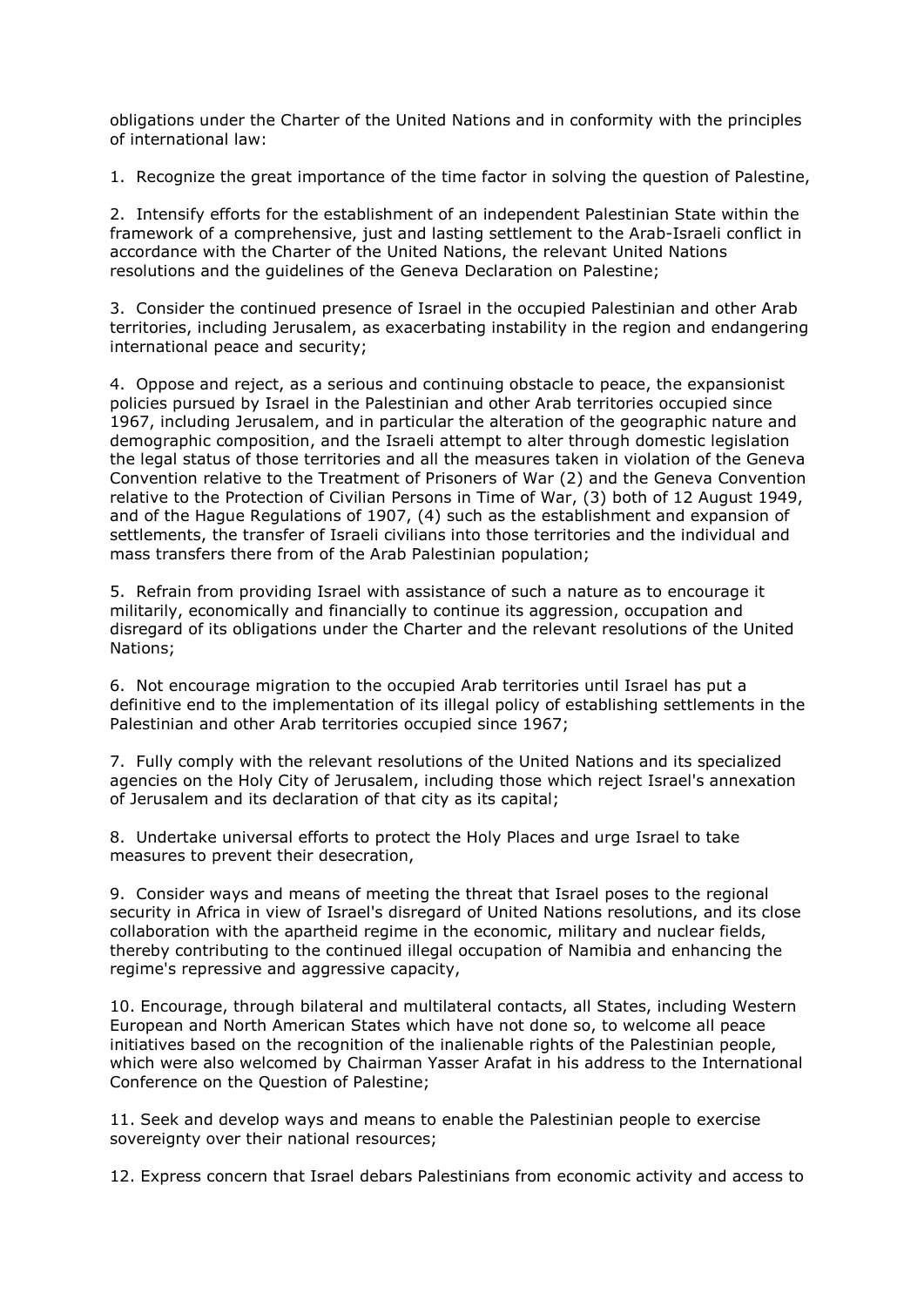obligations under the Charter of the United Nations and in conformity with the principles of international law:

1. Recognize the great importance of the time factor in solving the question of Palestine,

2. Intensify efforts for the establishment of an independent Palestinian State within the framework of a comprehensive, just and lasting settlement to the Arab-Israeli conflict in accordance with the Charter of the United Nations, the relevant United Nations resolutions and the guidelines of the Geneva Declaration on Palestine;

3. Consider the continued presence of Israel in the occupied Palestinian and other Arab territories, including Jerusalem, as exacerbating instability in the region and endangering international peace and security;

4. Oppose and reject, as a serious and continuing obstacle to peace, the expansionist policies pursued by Israel in the Palestinian and other Arab territories occupied since 1967, including Jerusalem, and in particular the alteration of the geographic nature and demographic composition, and the Israeli attempt to alter through domestic legislation the legal status of those territories and all the measures taken in violation of the Geneva Convention relative to the Treatment of Prisoners of War (2) and the Geneva Convention relative to the Protection of Civilian Persons in Time of War, (3) both of 12 August 1949, and of the Hague Regulations of 1907, (4) such as the establishment and expansion of settlements, the transfer of Israeli civilians into those territories and the individual and mass transfers there from of the Arab Palestinian population;

5. Refrain from providing Israel with assistance of such a nature as to encourage it militarily, economically and financially to continue its aggression, occupation and disregard of its obligations under the Charter and the relevant resolutions of the United Nations;

6. Not encourage migration to the occupied Arab territories until Israel has put a definitive end to the implementation of its illegal policy of establishing settlements in the Palestinian and other Arab territories occupied since 1967;

7. Fully comply with the relevant resolutions of the United Nations and its specialized agencies on the Holy City of Jerusalem, including those which reject Israel's annexation of Jerusalem and its declaration of that city as its capital;

8. Undertake universal efforts to protect the Holy Places and urge Israel to take measures to prevent their desecration,

9. Consider ways and means of meeting the threat that Israel poses to the regional security in Africa in view of Israel's disregard of United Nations resolutions, and its close collaboration with the apartheid regime in the economic, military and nuclear fields, thereby contributing to the continued illegal occupation of Namibia and enhancing the regime's repressive and aggressive capacity,

10. Encourage, through bilateral and multilateral contacts, all States, including Western European and North American States which have not done so, to welcome all peace initiatives based on the recognition of the inalienable rights of the Palestinian people, which were also welcomed by Chairman Yasser Arafat in his address to the International Conference on the Question of Palestine;

11. Seek and develop ways and means to enable the Palestinian people to exercise sovereignty over their national resources;

12. Express concern that Israel debars Palestinians from economic activity and access to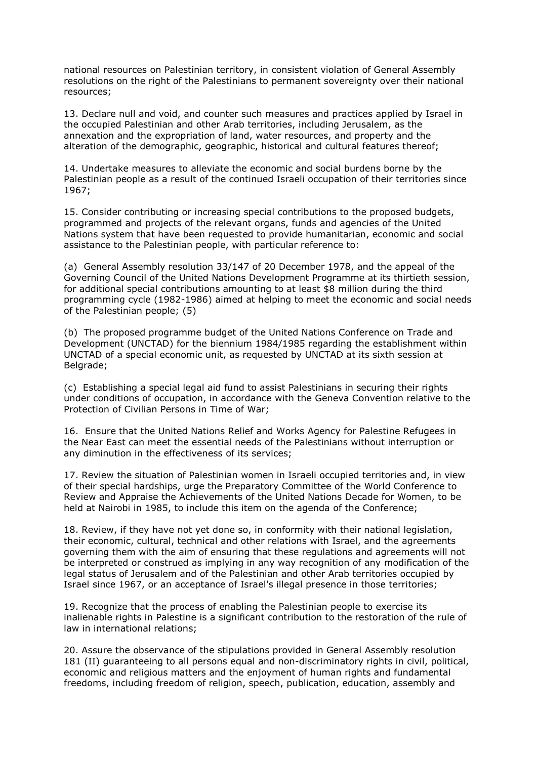national resources on Palestinian territory, in consistent violation of General Assembly resolutions on the right of the Palestinians to permanent sovereignty over their national resources;

13. Declare null and void, and counter such measures and practices applied by Israel in the occupied Palestinian and other Arab territories, including Jerusalem, as the annexation and the expropriation of land, water resources, and property and the alteration of the demographic, geographic, historical and cultural features thereof;

14. Undertake measures to alleviate the economic and social burdens borne by the Palestinian people as a result of the continued Israeli occupation of their territories since 1967;

15. Consider contributing or increasing special contributions to the proposed budgets, programmed and projects of the relevant organs, funds and agencies of the United Nations system that have been requested to provide humanitarian, economic and social assistance to the Palestinian people, with particular reference to:

(a) General Assembly resolution 33/147 of 20 December 1978, and the appeal of the Governing Council of the United Nations Development Programme at its thirtieth session, for additional special contributions amounting to at least $8 million during the third programming cycle (1982-1986) aimed at helping to meet the economic and social needs of the Palestinian people; (5)

(b) The proposed programme budget of the United Nations Conference on Trade and Development (UNCTAD) for the biennium 1984/1985 regarding the establishment within UNCTAD of a special economic unit, as requested by UNCTAD at its sixth session at Belgrade;

(c) Establishing a special legal aid fund to assist Palestinians in securing their rights under conditions of occupation, in accordance with the Geneva Convention relative to the Protection of Civilian Persons in Time of War;

16. Ensure that the United Nations Relief and Works Agency for Palestine Refugees in the Near East can meet the essential needs of the Palestinians without interruption or any diminution in the effectiveness of its services;

17. Review the situation of Palestinian women in Israeli occupied territories and, in view of their special hardships, urge the Preparatory Committee of the World Conference to Review and Appraise the Achievements of the United Nations Decade for Women, to be held at Nairobi in 1985, to include this item on the agenda of the Conference;

18. Review, if they have not yet done so, in conformity with their national legislation, their economic, cultural, technical and other relations with Israel, and the agreements governing them with the aim of ensuring that these regulations and agreements will not be interpreted or construed as implying in any way recognition of any modification of the legal status of Jerusalem and of the Palestinian and other Arab territories occupied by Israel since 1967, or an acceptance of Israel's illegal presence in those territories;

19. Recognize that the process of enabling the Palestinian people to exercise its inalienable rights in Palestine is a significant contribution to the restoration of the rule of law in international relations;

20. Assure the observance of the stipulations provided in General Assembly resolution 181 (II) guaranteeing to all persons equal and non-discriminatory rights in civil, political, economic and religious matters and the enjoyment of human rights and fundamental freedoms, including freedom of religion, speech, publication, education, assembly and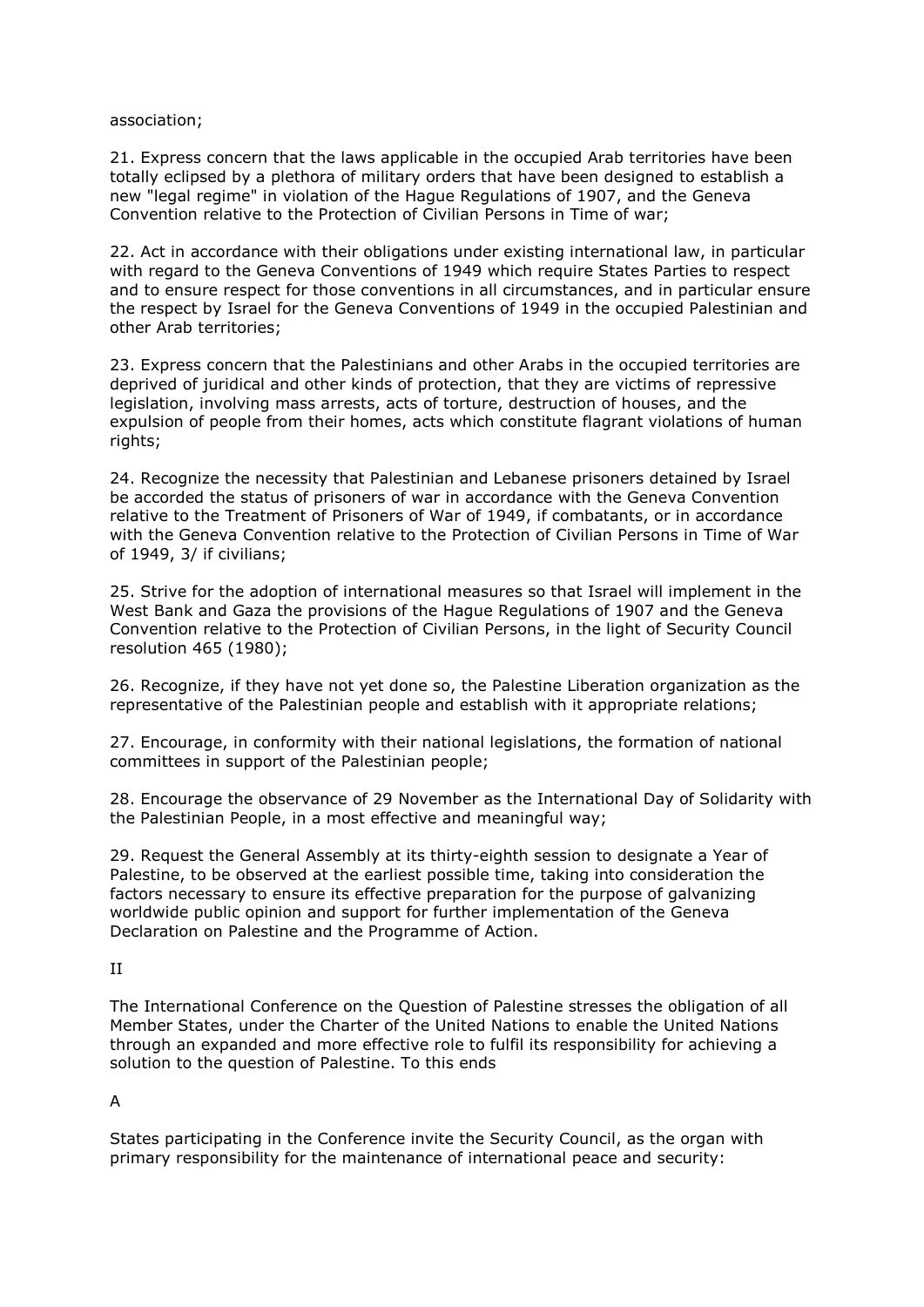association;

21. Express concern that the laws applicable in the occupied Arab territories have been totally eclipsed by a plethora of military orders that have been designed to establish a new "legal regime" in violation of the Hague Regulations of 1907, and the Geneva Convention relative to the Protection of Civilian Persons in Time of war;

22. Act in accordance with their obligations under existing international law, in particular with regard to the Geneva Conventions of 1949 which require States Parties to respect and to ensure respect for those conventions in all circumstances, and in particular ensure the respect by Israel for the Geneva Conventions of 1949 in the occupied Palestinian and other Arab territories;

23. Express concern that the Palestinians and other Arabs in the occupied territories are deprived of juridical and other kinds of protection, that they are victims of repressive legislation, involving mass arrests, acts of torture, destruction of houses, and the expulsion of people from their homes, acts which constitute flagrant violations of human rights;

24. Recognize the necessity that Palestinian and Lebanese prisoners detained by Israel be accorded the status of prisoners of war in accordance with the Geneva Convention relative to the Treatment of Prisoners of War of 1949, if combatants, or in accordance with the Geneva Convention relative to the Protection of Civilian Persons in Time of War of 1949, 3/ if civilians;

25. Strive for the adoption of international measures so that Israel will implement in the West Bank and Gaza the provisions of the Hague Regulations of 1907 and the Geneva Convention relative to the Protection of Civilian Persons, in the light of Security Council resolution 465 (1980);

26. Recognize, if they have not yet done so, the Palestine Liberation organization as the representative of the Palestinian people and establish with it appropriate relations;

27. Encourage, in conformity with their national legislations, the formation of national committees in support of the Palestinian people;

28. Encourage the observance of 29 November as the International Day of Solidarity with the Palestinian People, in a most effective and meaningful way;

29. Request the General Assembly at its thirty-eighth session to designate a Year of Palestine, to be observed at the earliest possible time, taking into consideration the factors necessary to ensure its effective preparation for the purpose of galvanizing worldwide public opinion and support for further implementation of the Geneva Declaration on Palestine and the Programme of Action.

II

The International Conference on the Question of Palestine stresses the obligation of all Member States, under the Charter of the United Nations to enable the United Nations through an expanded and more effective role to fulfil its responsibility for achieving a solution to the question of Palestine. To this ends

A

States participating in the Conference invite the Security Council, as the organ with primary responsibility for the maintenance of international peace and security: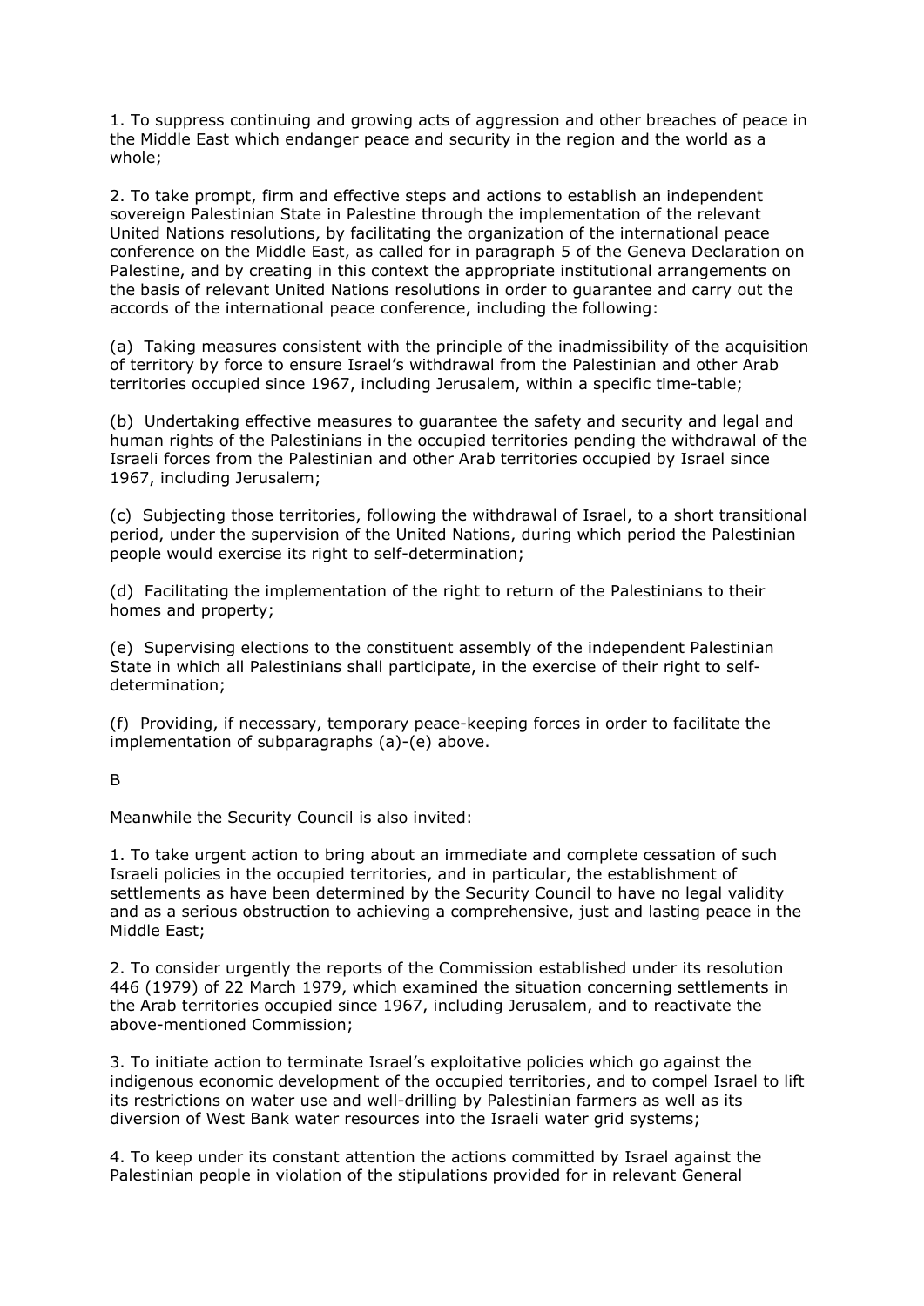1. To suppress continuing and growing acts of aggression and other breaches of peace in the Middle East which endanger peace and security in the region and the world as a whole;

2. To take prompt, firm and effective steps and actions to establish an independent sovereign Palestinian State in Palestine through the implementation of the relevant United Nations resolutions, by facilitating the organization of the international peace conference on the Middle East, as called for in paragraph 5 of the Geneva Declaration on Palestine, and by creating in this context the appropriate institutional arrangements on the basis of relevant United Nations resolutions in order to guarantee and carry out the accords of the international peace conference, including the following:

(a) Taking measures consistent with the principle of the inadmissibility of the acquisition of territory by force to ensure Israel's withdrawal from the Palestinian and other Arab territories occupied since 1967, including Jerusalem, within a specific time-table;

(b) Undertaking effective measures to guarantee the safety and security and legal and human rights of the Palestinians in the occupied territories pending the withdrawal of the Israeli forces from the Palestinian and other Arab territories occupied by Israel since 1967, including Jerusalem;

(c) Subjecting those territories, following the withdrawal of Israel, to a short transitional period, under the supervision of the United Nations, during which period the Palestinian people would exercise its right to self-determination;

(d) Facilitating the implementation of the right to return of the Palestinians to their homes and property;

(e) Supervising elections to the constituent assembly of the independent Palestinian State in which all Palestinians shall participate, in the exercise of their right to self-determination;

(f) Providing, if necessary, temporary peace-keeping forces in order to facilitate the implementation of subparagraphs (a)-(e) above.

B

Meanwhile the Security Council is also invited:

1. To take urgent action to bring about an immediate and complete cessation of such Israeli policies in the occupied territories, and in particular, the establishment of settlements as have been determined by the Security Council to have no legal validity and as a serious obstruction to achieving a comprehensive, just and lasting peace in the Middle East;

2. To consider urgently the reports of the Commission established under its resolution 446 (1979) of 22 March 1979, which examined the situation concerning settlements in the Arab territories occupied since 1967, including Jerusalem, and to reactivate the above-mentioned Commission;

3. To initiate action to terminate Israel's exploitative policies which go against the indigenous economic development of the occupied territories, and to compel Israel to lift its restrictions on water use and well-drilling by Palestinian farmers as well as its diversion of West Bank water resources into the Israeli water grid systems;

4. To keep under its constant attention the actions committed by Israel against the Palestinian people in violation of the stipulations provided for in relevant General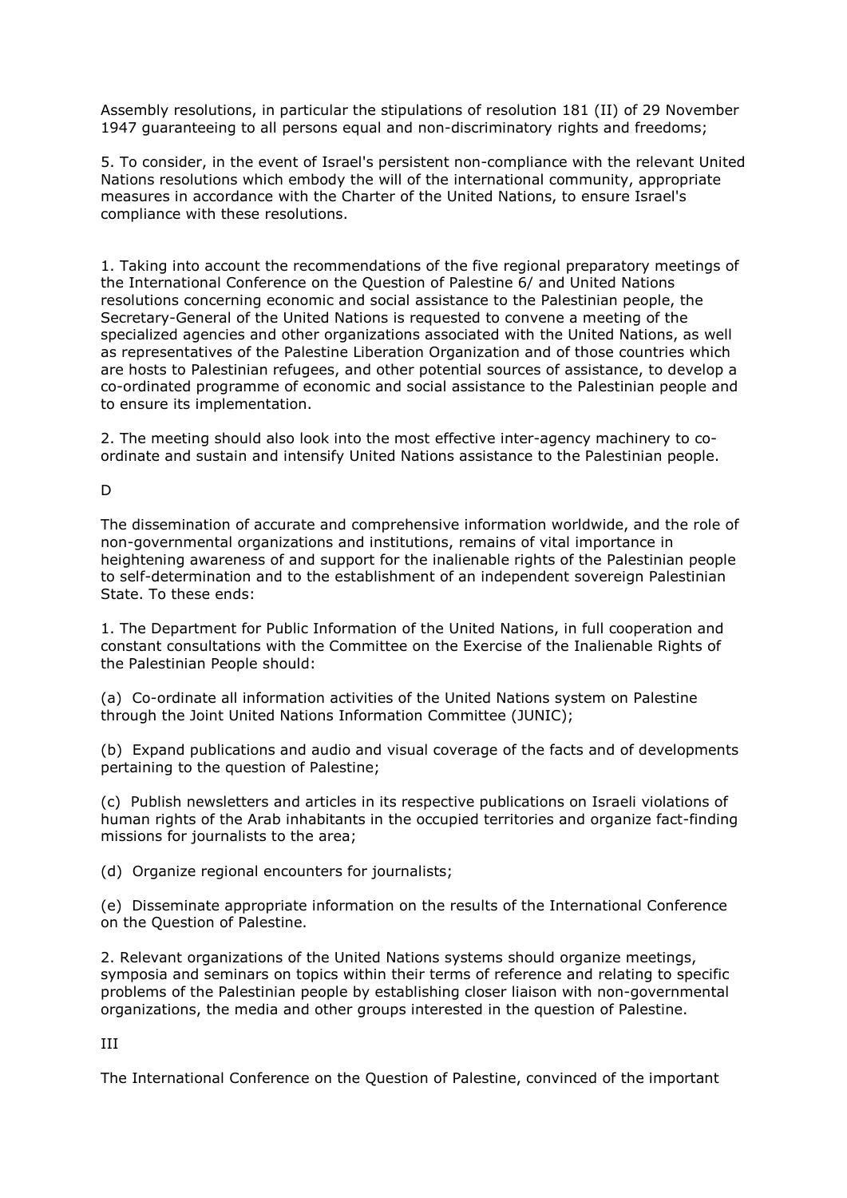Assembly resolutions, in particular the stipulations of resolution 181 (II) of 29 November 1947 guaranteeing to all persons equal and non-discriminatory rights and freedoms;

5. To consider, in the event of Israel's persistent non-compliance with the relevant United Nations resolutions which embody the will of the international community, appropriate measures in accordance with the Charter of the United Nations, to ensure Israel's compliance with these resolutions.

1. Taking into account the recommendations of the five regional preparatory meetings of the International Conference on the Question of Palestine 6/ and United Nations resolutions concerning economic and social assistance to the Palestinian people, the Secretary-General of the United Nations is requested to convene a meeting of the specialized agencies and other organizations associated with the United Nations, as well as representatives of the Palestine Liberation Organization and of those countries which are hosts to Palestinian refugees, and other potential sources of assistance, to develop a co-ordinated programme of economic and social assistance to the Palestinian people and to ensure its implementation.

2. The meeting should also look into the most effective inter-agency machinery to co-ordinate and sustain and intensify United Nations assistance to the Palestinian people.

D

The dissemination of accurate and comprehensive information worldwide, and the role of non-governmental organizations and institutions, remains of vital importance in heightening awareness of and support for the inalienable rights of the Palestinian people to self-determination and to the establishment of an independent sovereign Palestinian State. To these ends:

1. The Department for Public Information of the United Nations, in full cooperation and constant consultations with the Committee on the Exercise of the Inalienable Rights of the Palestinian People should:

(a) Co-ordinate all information activities of the United Nations system on Palestine through the Joint United Nations Information Committee (JUNIC);

(b) Expand publications and audio and visual coverage of the facts and of developments pertaining to the question of Palestine;

(c) Publish newsletters and articles in its respective publications on Israeli violations of human rights of the Arab inhabitants in the occupied territories and organize fact-finding missions for journalists to the area;

(d) Organize regional encounters for journalists;

(e) Disseminate appropriate information on the results of the International Conference on the Question of Palestine.

2. Relevant organizations of the United Nations systems should organize meetings, symposia and seminars on topics within their terms of reference and relating to specific problems of the Palestinian people by establishing closer liaison with non-governmental organizations, the media and other groups interested in the question of Palestine.

III

The International Conference on the Question of Palestine, convinced of the important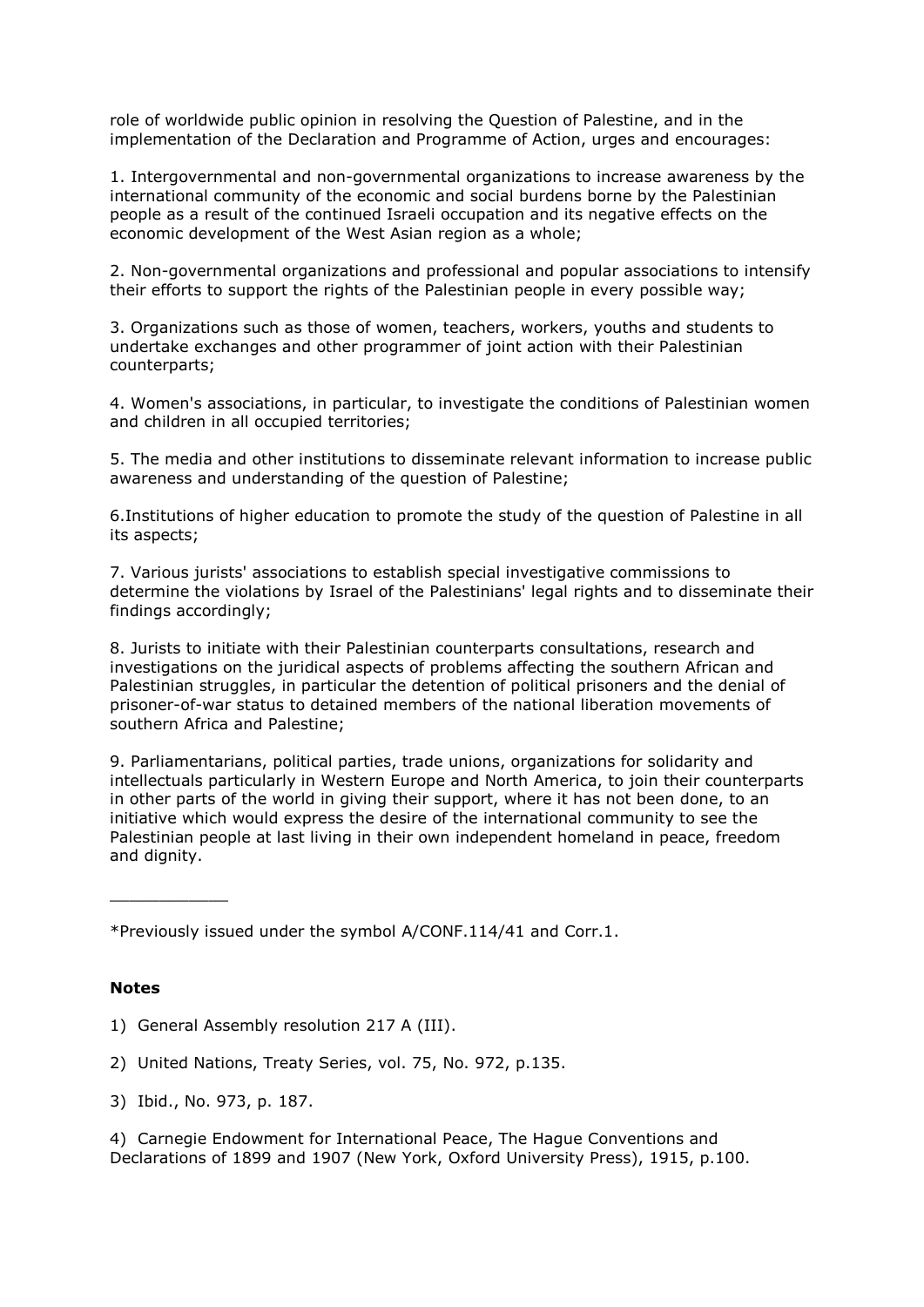role of worldwide public opinion in resolving the Question of Palestine, and in the implementation of the Declaration and Programme of Action, urges and encourages:

1. Intergovernmental and non-governmental organizations to increase awareness by the international community of the economic and social burdens borne by the Palestinian people as a result of the continued Israeli occupation and its negative effects on the economic development of the West Asian region as a whole;

2. Non-governmental organizations and professional and popular associations to intensify their efforts to support the rights of the Palestinian people in every possible way;

3. Organizations such as those of women, teachers, workers, youths and students to undertake exchanges and other programmer of joint action with their Palestinian counterparts;

4. Women's associations, in particular, to investigate the conditions of Palestinian women and children in all occupied territories;

5. The media and other institutions to disseminate relevant information to increase public awareness and understanding of the question of Palestine;

6.Institutions of higher education to promote the study of the question of Palestine in all its aspects;

7. Various jurists' associations to establish special investigative commissions to determine the violations by Israel of the Palestinians' legal rights and to disseminate their findings accordingly;

8. Jurists to initiate with their Palestinian counterparts consultations, research and investigations on the juridical aspects of problems affecting the southern African and Palestinian struggles, in particular the detention of political prisoners and the denial of prisoner-of-war status to detained members of the national liberation movements of southern Africa and Palestine;

9. Parliamentarians, political parties, trade unions, organizations for solidarity and intellectuals particularly in Western Europe and North America, to join their counterparts in other parts of the world in giving their support, where it has not been done, to an initiative which would express the desire of the international community to see the Palestinian people at last living in their own independent homeland in peace, freedom and dignity.

___________

*Previously issued under the symbol A/CONF.114/41 and Corr.1.

**Notes**

1) General Assembly resolution 217 A (III).

2) United Nations, Treaty Series, vol. 75, No. 972, p.135.

3) Ibid., No. 973, p. 187.

4) Carnegie Endowment for International Peace, The Hague Conventions and Declarations of 1899 and 1907 (New York, Oxford University Press), 1915, p.100.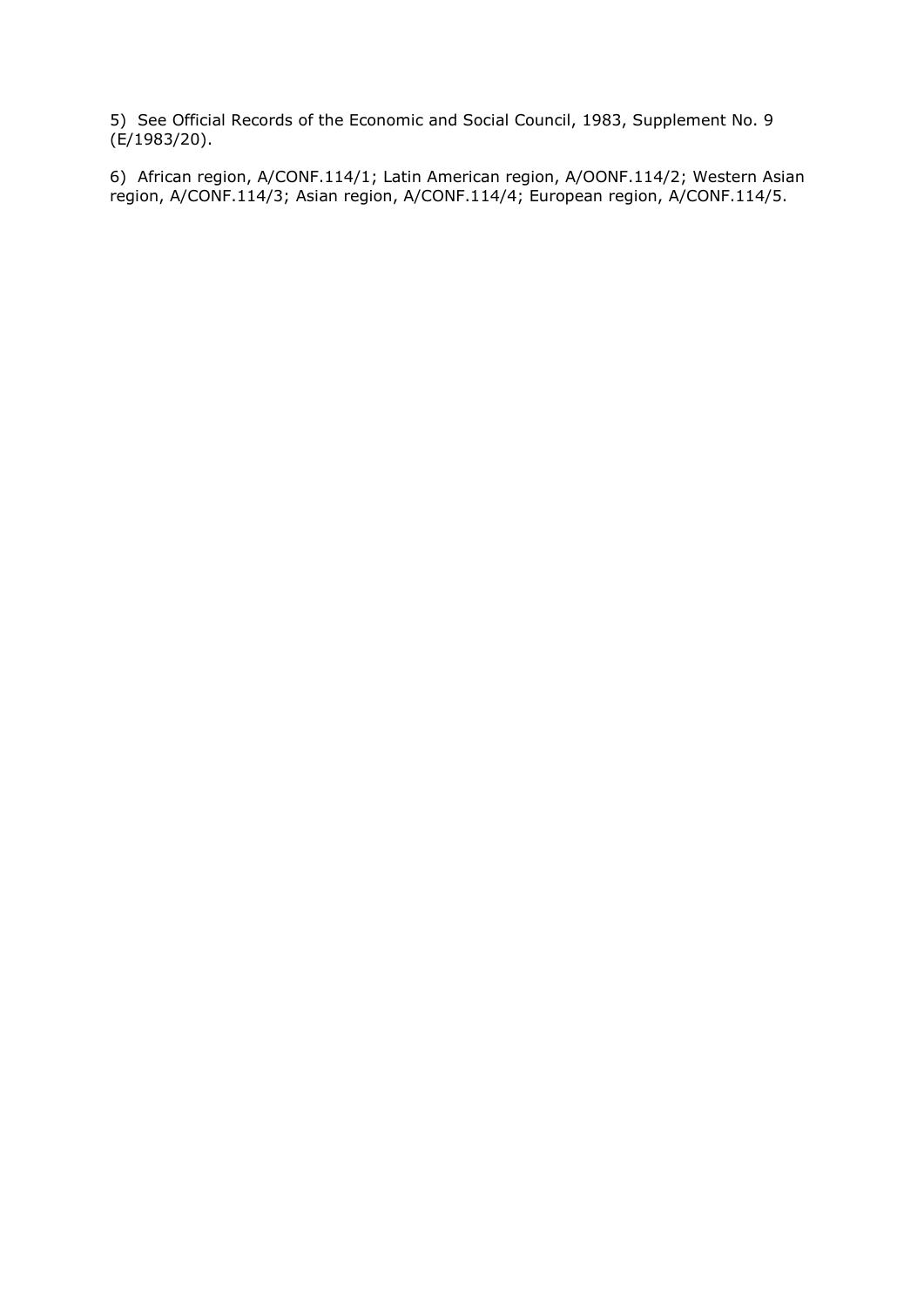5) See Official Records of the Economic and Social Council, 1983, Supplement No. 9 (E/1983/20).

6) African region, A/CONF.114/1; Latin American region, A/OONF.114/2; Western Asian region, A/CONF.114/3; Asian region, A/CONF.114/4; European region, A/CONF.114/5.